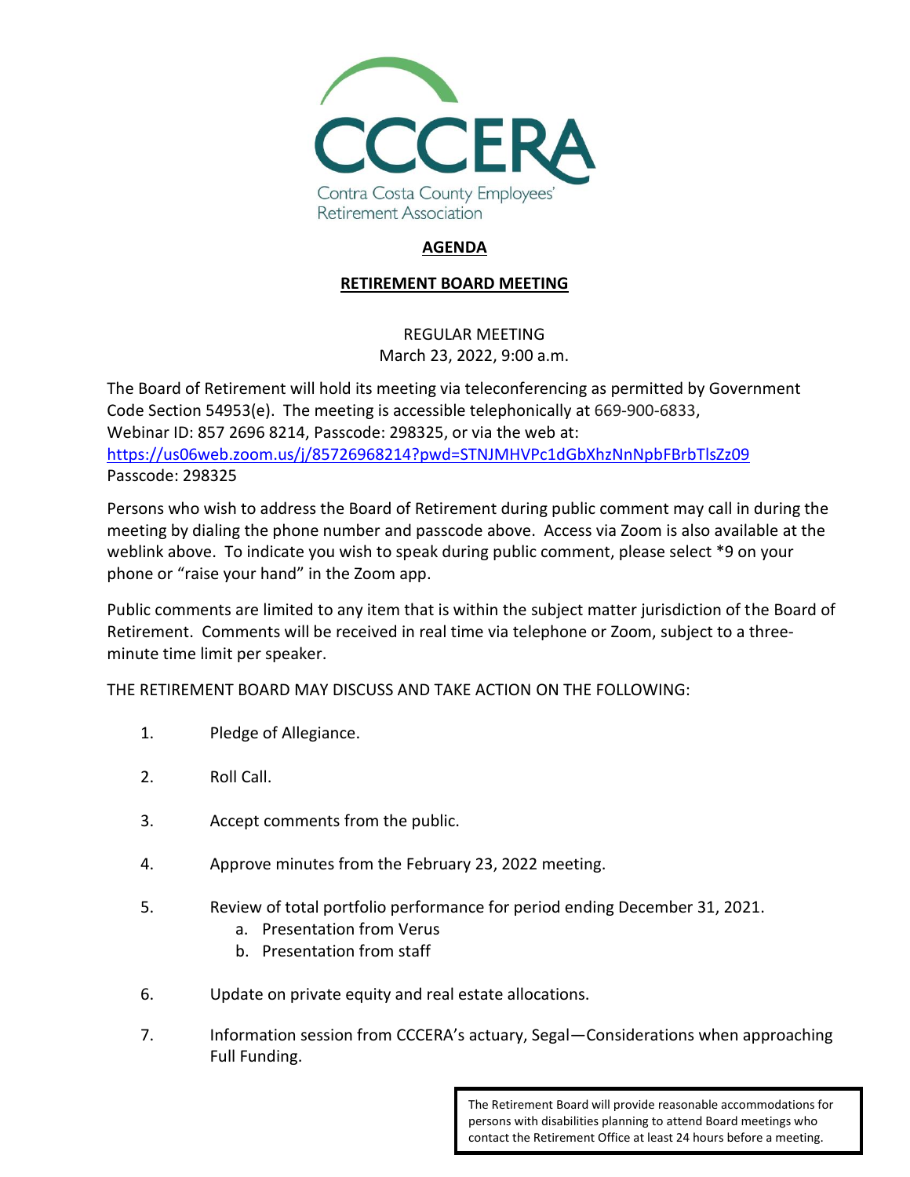CCCERA

Contra Costa County Employees' Retirement Association

# AGENDA

## RETIREMENT BOARD MEETING

REGULAR MEETING
March 23, 2022, 9:00 a.m.

The Board of Retirement will hold its meeting via teleconferencing as permitted by Government Code Section 54953(e). The meeting is accessible telephonically at 669-900-6833, Webinar ID: 857 2696 8214, Passcode: 298325, or via the web at: https://us06web.zoom.us/j/85726968214?pwd=STNJMHVPc1dGbXhzNnNpbFBrbTlsZz09
Passcode: 298325

Persons who wish to address the Board of Retirement during public comment may call in during the meeting by dialing the phone number and passcode above. Access via Zoom is also available at the weblink above. To indicate you wish to speak during public comment, please select *9 on your phone or "raise your hand" in the Zoom app.

Public comments are limited to any item that is within the subject matter jurisdiction of the Board of Retirement. Comments will be received in real time via telephone or Zoom, subject to a three-minute time limit per speaker.

THE RETIREMENT BOARD MAY DISCUSS AND TAKE ACTION ON THE FOLLOWING:

1. Pledge of Allegiance.
2. Roll Call.
3. Accept comments from the public.
4. Approve minutes from the February 23, 2022 meeting.
5. Review of total portfolio performance for period ending December 31, 2021.
   a. Presentation from Verus
   b. Presentation from staff
6. Update on private equity and real estate allocations.
7. Information session from CCCERA's actuary, Segal—Considerations when approaching Full Funding.

The Retirement Board will provide reasonable accommodations for persons with disabilities planning to attend Board meetings who contact the Retirement Office at least 24 hours before a meeting.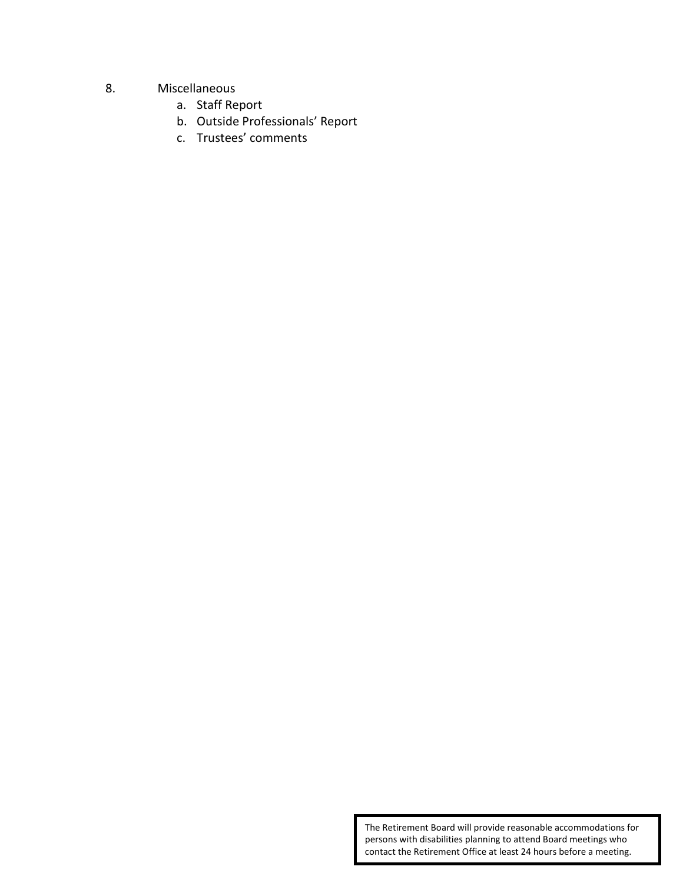8. Miscellaneous
    a. Staff Report
    b. Outside Professionals' Report
    c. Trustees' comments

The Retirement Board will provide reasonable accommodations for persons with disabilities planning to attend Board meetings who contact the Retirement Office at least 24 hours before a meeting.